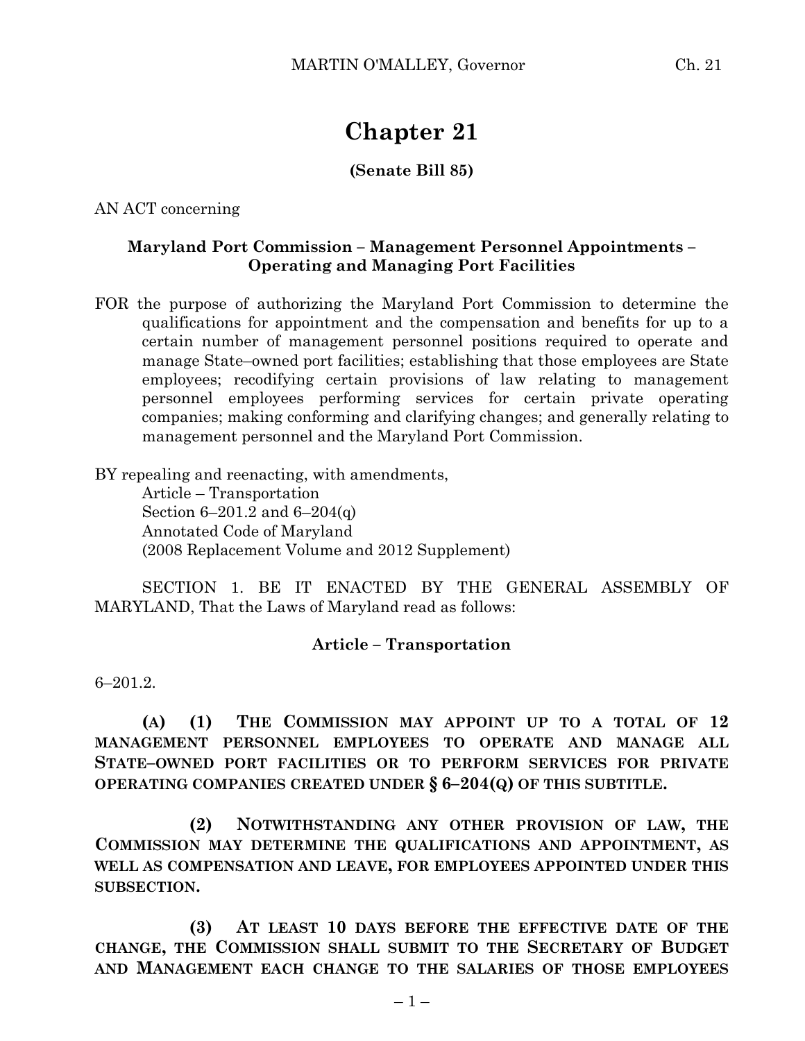# Chapter 21

**(Senate Bill 85)**

AN ACT concerning

**Maryland Port Commission – Management Personnel Appointments – Operating and Managing Port Facilities**

FOR the purpose of authorizing the Maryland Port Commission to determine the qualifications for appointment and the compensation and benefits for up to a certain number of management personnel positions required to operate and manage State–owned port facilities; establishing that those employees are State employees; recodifying certain provisions of law relating to management personnel employees performing services for certain private operating companies; making conforming and clarifying changes; and generally relating to management personnel and the Maryland Port Commission.

BY repealing and reenacting, with amendments,
Article – Transportation
Section 6–201.2 and 6–204(q)
Annotated Code of Maryland
(2008 Replacement Volume and 2012 Supplement)

SECTION 1. BE IT ENACTED BY THE GENERAL ASSEMBLY OF MARYLAND, That the Laws of Maryland read as follows:

**Article – Transportation**

6–201.2.

**(A) (1) THE COMMISSION MAY APPOINT UP TO A TOTAL OF 12 MANAGEMENT PERSONNEL EMPLOYEES TO OPERATE AND MANAGE ALL STATE–OWNED PORT FACILITIES OR TO PERFORM SERVICES FOR PRIVATE OPERATING COMPANIES CREATED UNDER § 6–204(Q) OF THIS SUBTITLE.**

**(2) NOTWITHSTANDING ANY OTHER PROVISION OF LAW, THE COMMISSION MAY DETERMINE THE QUALIFICATIONS AND APPOINTMENT, AS WELL AS COMPENSATION AND LEAVE, FOR EMPLOYEES APPOINTED UNDER THIS SUBSECTION.**

**(3) AT LEAST 10 DAYS BEFORE THE EFFECTIVE DATE OF THE CHANGE, THE COMMISSION SHALL SUBMIT TO THE SECRETARY OF BUDGET AND MANAGEMENT EACH CHANGE TO THE SALARIES OF THOSE EMPLOYEES**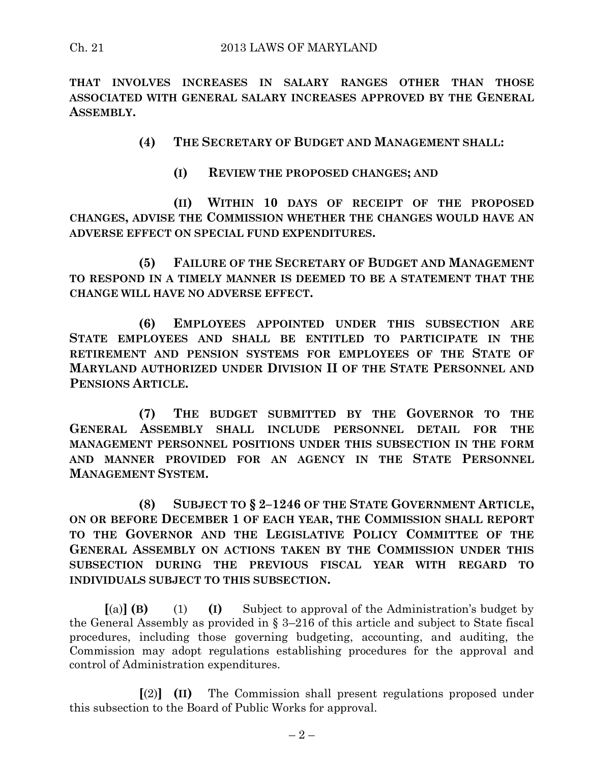**THAT INVOLVES INCREASES IN SALARY RANGES OTHER THAN THOSE ASSOCIATED WITH GENERAL SALARY INCREASES APPROVED BY THE GENERAL ASSEMBLY.**

**(4) THE SECRETARY OF BUDGET AND MANAGEMENT SHALL:**

**(I) REVIEW THE PROPOSED CHANGES; AND**

**(II) WITHIN 10 DAYS OF RECEIPT OF THE PROPOSED CHANGES, ADVISE THE COMMISSION WHETHER THE CHANGES WOULD HAVE AN ADVERSE EFFECT ON SPECIAL FUND EXPENDITURES.**

**(5) FAILURE OF THE SECRETARY OF BUDGET AND MANAGEMENT TO RESPOND IN A TIMELY MANNER IS DEEMED TO BE A STATEMENT THAT THE CHANGE WILL HAVE NO ADVERSE EFFECT.**

**(6) EMPLOYEES APPOINTED UNDER THIS SUBSECTION ARE STATE EMPLOYEES AND SHALL BE ENTITLED TO PARTICIPATE IN THE RETIREMENT AND PENSION SYSTEMS FOR EMPLOYEES OF THE STATE OF MARYLAND AUTHORIZED UNDER DIVISION II OF THE STATE PERSONNEL AND PENSIONS ARTICLE.**

**(7) THE BUDGET SUBMITTED BY THE GOVERNOR TO THE GENERAL ASSEMBLY SHALL INCLUDE PERSONNEL DETAIL FOR THE MANAGEMENT PERSONNEL POSITIONS UNDER THIS SUBSECTION IN THE FORM AND MANNER PROVIDED FOR AN AGENCY IN THE STATE PERSONNEL MANAGEMENT SYSTEM.**

**(8) SUBJECT TO § 2–1246 OF THE STATE GOVERNMENT ARTICLE, ON OR BEFORE DECEMBER 1 OF EACH YEAR, THE COMMISSION SHALL REPORT TO THE GOVERNOR AND THE LEGISLATIVE POLICY COMMITTEE OF THE GENERAL ASSEMBLY ON ACTIONS TAKEN BY THE COMMISSION UNDER THIS SUBSECTION DURING THE PREVIOUS FISCAL YEAR WITH REGARD TO INDIVIDUALS SUBJECT TO THIS SUBSECTION.**

**[**(a)**] (B)** (1) **(I)** Subject to approval of the Administration's budget by the General Assembly as provided in § 3–216 of this article and subject to State fiscal procedures, including those governing budgeting, accounting, and auditing, the Commission may adopt regulations establishing procedures for the approval and control of Administration expenditures.

**[**(2)**] (II)** The Commission shall present regulations proposed under this subsection to the Board of Public Works for approval.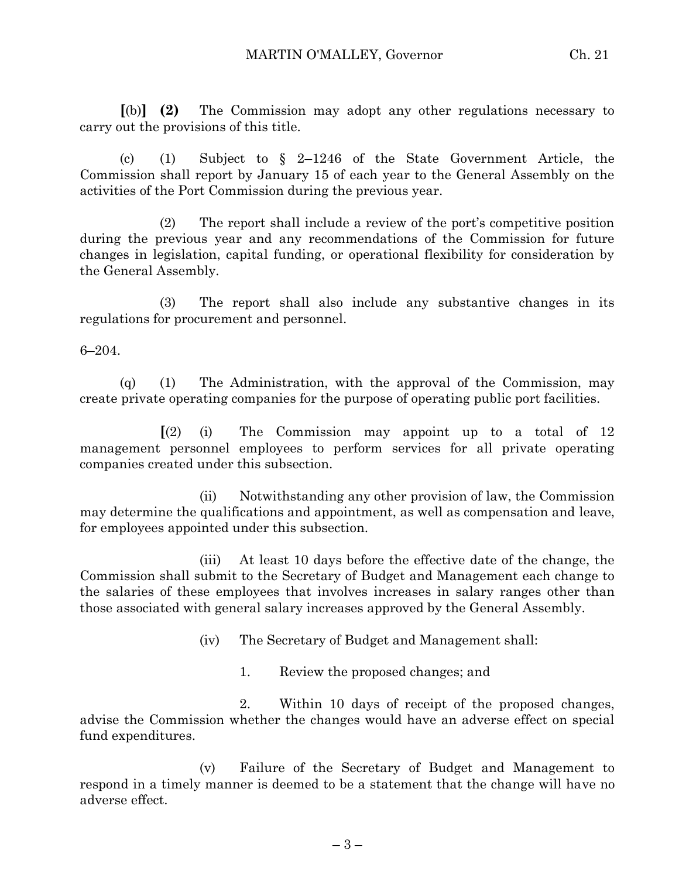**[**(b)**]** **(2)** The Commission may adopt any other regulations necessary to carry out the provisions of this title.

(c) (1) Subject to § 2–1246 of the State Government Article, the Commission shall report by January 15 of each year to the General Assembly on the activities of the Port Commission during the previous year.

(2) The report shall include a review of the port's competitive position during the previous year and any recommendations of the Commission for future changes in legislation, capital funding, or operational flexibility for consideration by the General Assembly.

(3) The report shall also include any substantive changes in its regulations for procurement and personnel.

6–204.

(q) (1) The Administration, with the approval of the Commission, may create private operating companies for the purpose of operating public port facilities.

**[**(2) (i) The Commission may appoint up to a total of 12 management personnel employees to perform services for all private operating companies created under this subsection.

(ii) Notwithstanding any other provision of law, the Commission may determine the qualifications and appointment, as well as compensation and leave, for employees appointed under this subsection.

(iii) At least 10 days before the effective date of the change, the Commission shall submit to the Secretary of Budget and Management each change to the salaries of these employees that involves increases in salary ranges other than those associated with general salary increases approved by the General Assembly.

(iv) The Secretary of Budget and Management shall:

1. Review the proposed changes; and

2. Within 10 days of receipt of the proposed changes, advise the Commission whether the changes would have an adverse effect on special fund expenditures.

(v) Failure of the Secretary of Budget and Management to respond in a timely manner is deemed to be a statement that the change will have no adverse effect.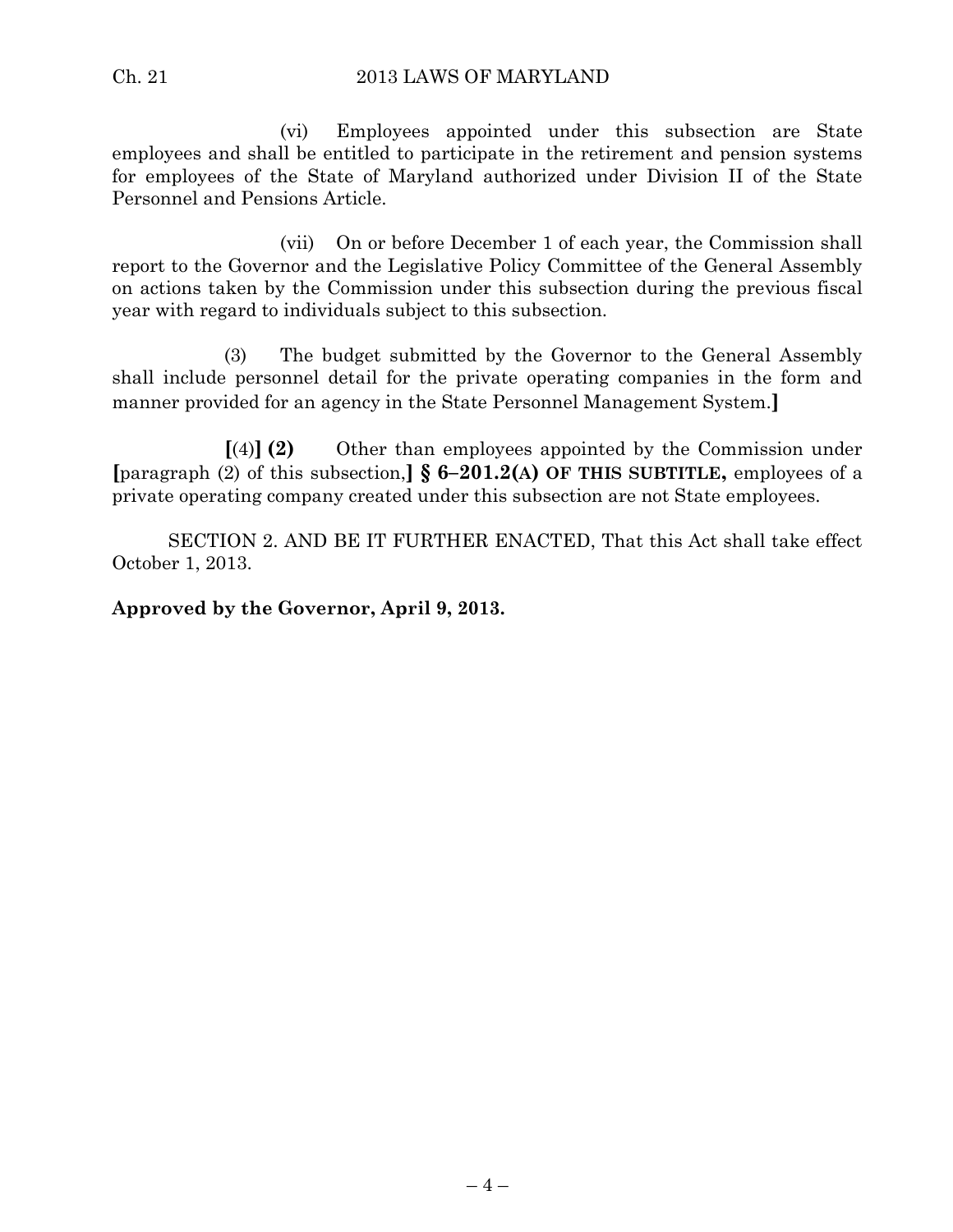(vi) Employees appointed under this subsection are State employees and shall be entitled to participate in the retirement and pension systems for employees of the State of Maryland authorized under Division II of the State Personnel and Pensions Article.

(vii) On or before December 1 of each year, the Commission shall report to the Governor and the Legislative Policy Committee of the General Assembly on actions taken by the Commission under this subsection during the previous fiscal year with regard to individuals subject to this subsection.

(3) The budget submitted by the Governor to the General Assembly shall include personnel detail for the private operating companies in the form and manner provided for an agency in the State Personnel Management System.**]**

**[**(4)**] (2)** Other than employees appointed by the Commission under **[**paragraph (2) of this subsection,**] § 6–201.2(A) OF THIS SUBTITLE,** employees of a private operating company created under this subsection are not State employees.

SECTION 2. AND BE IT FURTHER ENACTED, That this Act shall take effect October 1, 2013.

**Approved by the Governor, April 9, 2013.**